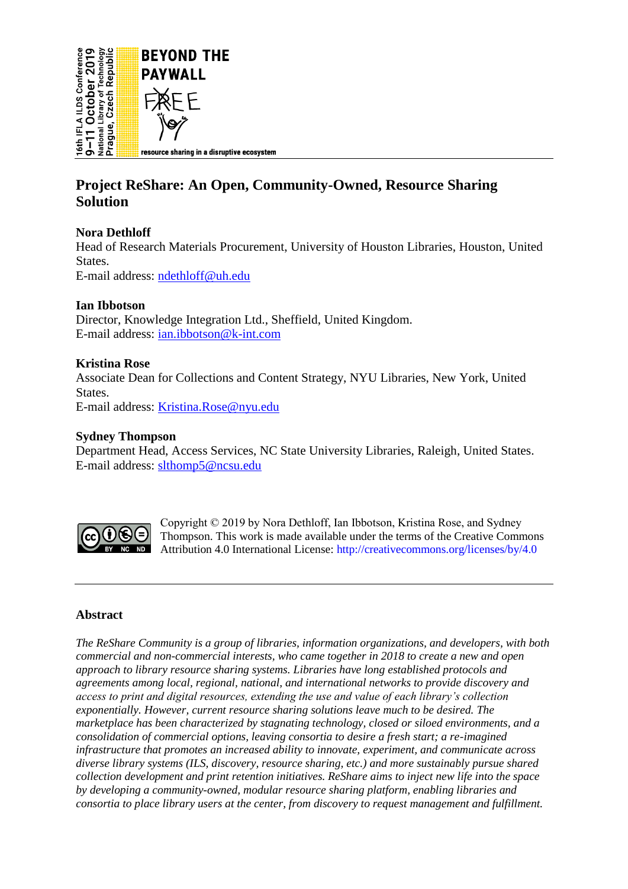# Project ReShare: An Open, Community-Owned, Resource Sharing Solution

**Nora Dethloff**
Head of Research Materials Procurement, University of Houston Libraries, Houston, United States.
E-mail address: ndethloff@uh.edu

**Ian Ibbotson**
Director, Knowledge Integration Ltd., Sheffield, United Kingdom.
E-mail address: ian.ibbotson@k-int.com

**Kristina Rose**
Associate Dean for Collections and Content Strategy, NYU Libraries, New York, United States.
E-mail address: Kristina.Rose@nyu.edu

**Sydney Thompson**
Department Head, Access Services, NC State University Libraries, Raleigh, United States.
E-mail address: slthomp5@ncsu.edu

Copyright © 2019 by Nora Dethloff, Ian Ibbotson, Kristina Rose, and Sydney Thompson. This work is made available under the terms of the Creative Commons Attribution 4.0 International License: http://creativecommons.org/licenses/by/4.0

---

## Abstract

*The ReShare Community is a group of libraries, information organizations, and developers, with both commercial and non-commercial interests, who came together in 2018 to create a new and open approach to library resource sharing systems. Libraries have long established protocols and agreements among local, regional, national, and international networks to provide discovery and access to print and digital resources, extending the use and value of each library's collection exponentially. However, current resource sharing solutions leave much to be desired. The marketplace has been characterized by stagnating technology, closed or siloed environments, and a consolidation of commercial options, leaving consortia to desire a fresh start; a re-imagined infrastructure that promotes an increased ability to innovate, experiment, and communicate across diverse library systems (ILS, discovery, resource sharing, etc.) and more sustainably pursue shared collection development and print retention initiatives. ReShare aims to inject new life into the space by developing a community-owned, modular resource sharing platform, enabling libraries and consortia to place library users at the center, from discovery to request management and fulfillment.*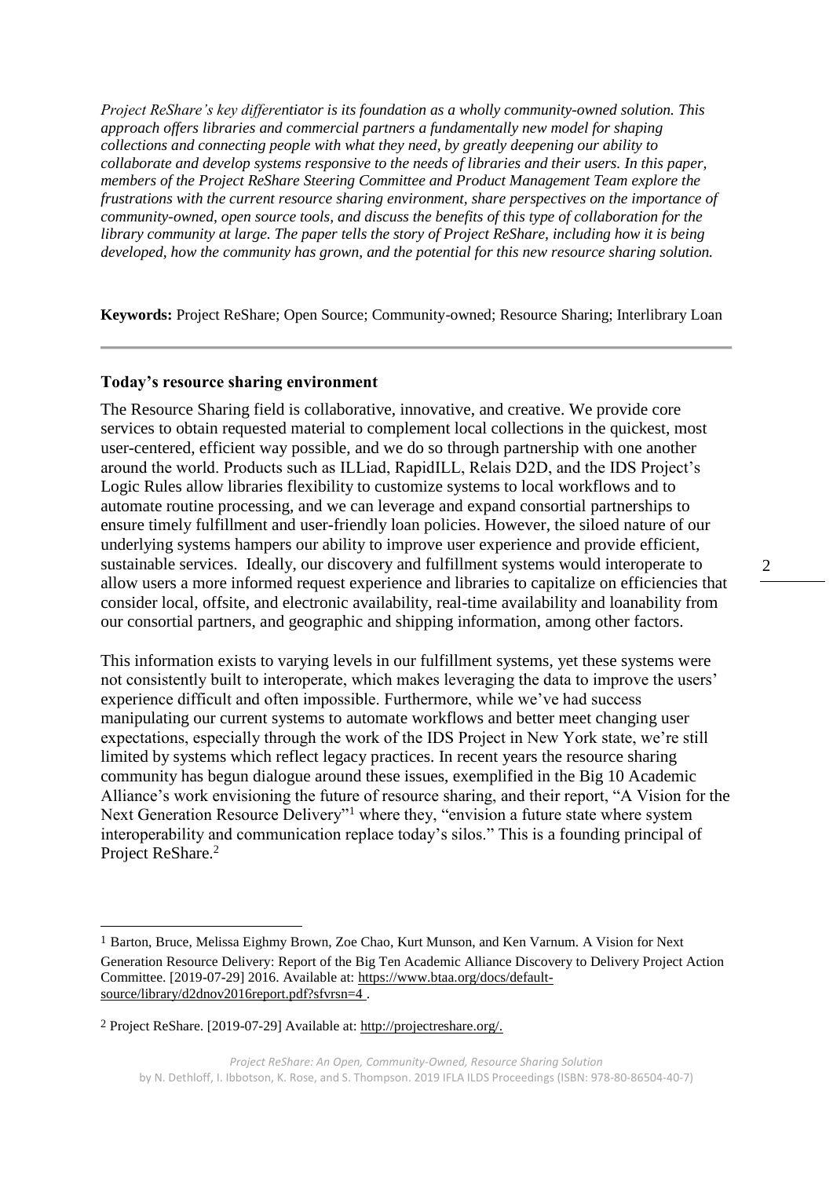*Project ReShare's key differentiator is its foundation as a wholly community-owned solution. This approach offers libraries and commercial partners a fundamentally new model for shaping collections and connecting people with what they need, by greatly deepening our ability to collaborate and develop systems responsive to the needs of libraries and their users. In this paper, members of the Project ReShare Steering Committee and Product Management Team explore the frustrations with the current resource sharing environment, share perspectives on the importance of community-owned, open source tools, and discuss the benefits of this type of collaboration for the library community at large. The paper tells the story of Project ReShare, including how it is being developed, how the community has grown, and the potential for this new resource sharing solution.*

**Keywords:** Project ReShare; Open Source; Community-owned; Resource Sharing; Interlibrary Loan

---

### Today's resource sharing environment

The Resource Sharing field is collaborative, innovative, and creative. We provide core services to obtain requested material to complement local collections in the quickest, most user-centered, efficient way possible, and we do so through partnership with one another around the world. Products such as ILLiad, RapidILL, Relais D2D, and the IDS Project's Logic Rules allow libraries flexibility to customize systems to local workflows and to automate routine processing, and we can leverage and expand consortial partnerships to ensure timely fulfillment and user-friendly loan policies. However, the siloed nature of our underlying systems hampers our ability to improve user experience and provide efficient, sustainable services. Ideally, our discovery and fulfillment systems would interoperate to allow users a more informed request experience and libraries to capitalize on efficiencies that consider local, offsite, and electronic availability, real-time availability and loanability from our consortial partners, and geographic and shipping information, among other factors.

This information exists to varying levels in our fulfillment systems, yet these systems were not consistently built to interoperate, which makes leveraging the data to improve the users' experience difficult and often impossible. Furthermore, while we've had success manipulating our current systems to automate workflows and better meet changing user expectations, especially through the work of the IDS Project in New York state, we're still limited by systems which reflect legacy practices. In recent years the resource sharing community has begun dialogue around these issues, exemplified in the Big 10 Academic Alliance's work envisioning the future of resource sharing, and their report, "A Vision for the Next Generation Resource Delivery"[1] where they, "envision a future state where system interoperability and communication replace today's silos." This is a founding principal of Project ReShare.[2]

---

[1] Barton, Bruce, Melissa Eighmy Brown, Zoe Chao, Kurt Munson, and Ken Varnum. A Vision for Next Generation Resource Delivery: Report of the Big Ten Academic Alliance Discovery to Delivery Project Action Committee. [2019-07-29] 2016. Available at: https://www.btaa.org/docs/default-source/library/d2dnov2016report.pdf?sfvrsn=4 .

[2] Project ReShare. [2019-07-29] Available at: http://projectreshare.org/.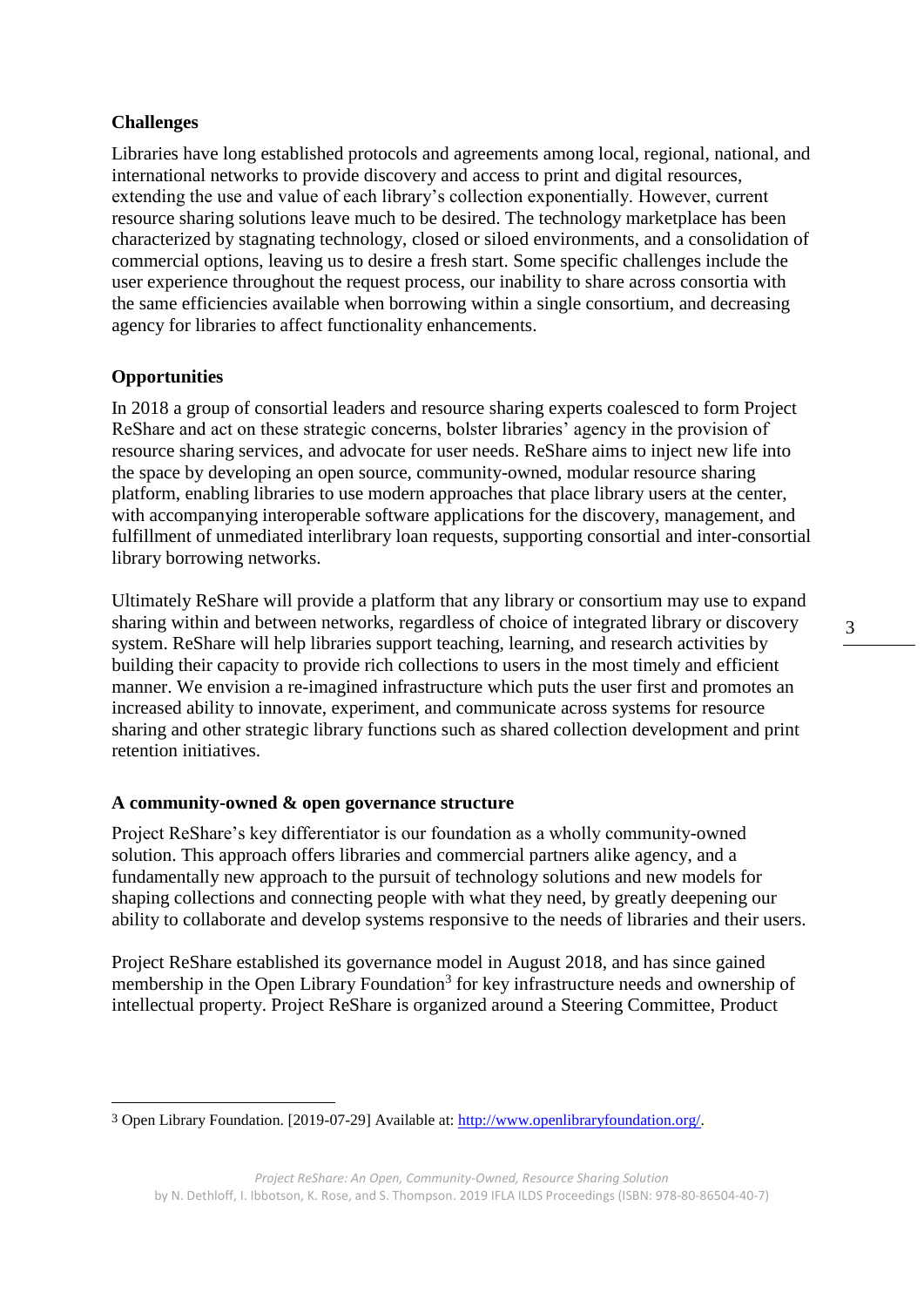**Challenges**

Libraries have long established protocols and agreements among local, regional, national, and international networks to provide discovery and access to print and digital resources, extending the use and value of each library's collection exponentially. However, current resource sharing solutions leave much to be desired. The technology marketplace has been characterized by stagnating technology, closed or siloed environments, and a consolidation of commercial options, leaving us to desire a fresh start. Some specific challenges include the user experience throughout the request process, our inability to share across consortia with the same efficiencies available when borrowing within a single consortium, and decreasing agency for libraries to affect functionality enhancements.

**Opportunities**

In 2018 a group of consortial leaders and resource sharing experts coalesced to form Project ReShare and act on these strategic concerns, bolster libraries' agency in the provision of resource sharing services, and advocate for user needs. ReShare aims to inject new life into the space by developing an open source, community-owned, modular resource sharing platform, enabling libraries to use modern approaches that place library users at the center, with accompanying interoperable software applications for the discovery, management, and fulfillment of unmediated interlibrary loan requests, supporting consortial and inter-consortial library borrowing networks.

Ultimately ReShare will provide a platform that any library or consortium may use to expand sharing within and between networks, regardless of choice of integrated library or discovery system. ReShare will help libraries support teaching, learning, and research activities by building their capacity to provide rich collections to users in the most timely and efficient manner. We envision a re-imagined infrastructure which puts the user first and promotes an increased ability to innovate, experiment, and communicate across systems for resource sharing and other strategic library functions such as shared collection development and print retention initiatives.

**A community-owned & open governance structure**

Project ReShare's key differentiator is our foundation as a wholly community-owned solution. This approach offers libraries and commercial partners alike agency, and a fundamentally new approach to the pursuit of technology solutions and new models for shaping collections and connecting people with what they need, by greatly deepening our ability to collaborate and develop systems responsive to the needs of libraries and their users.

Project ReShare established its governance model in August 2018, and has since gained membership in the Open Library Foundation[3] for key infrastructure needs and ownership of intellectual property. Project ReShare is organized around a Steering Committee, Product

---

[3] Open Library Foundation. [2019-07-29] Available at: http://www.openlibraryfoundation.org/.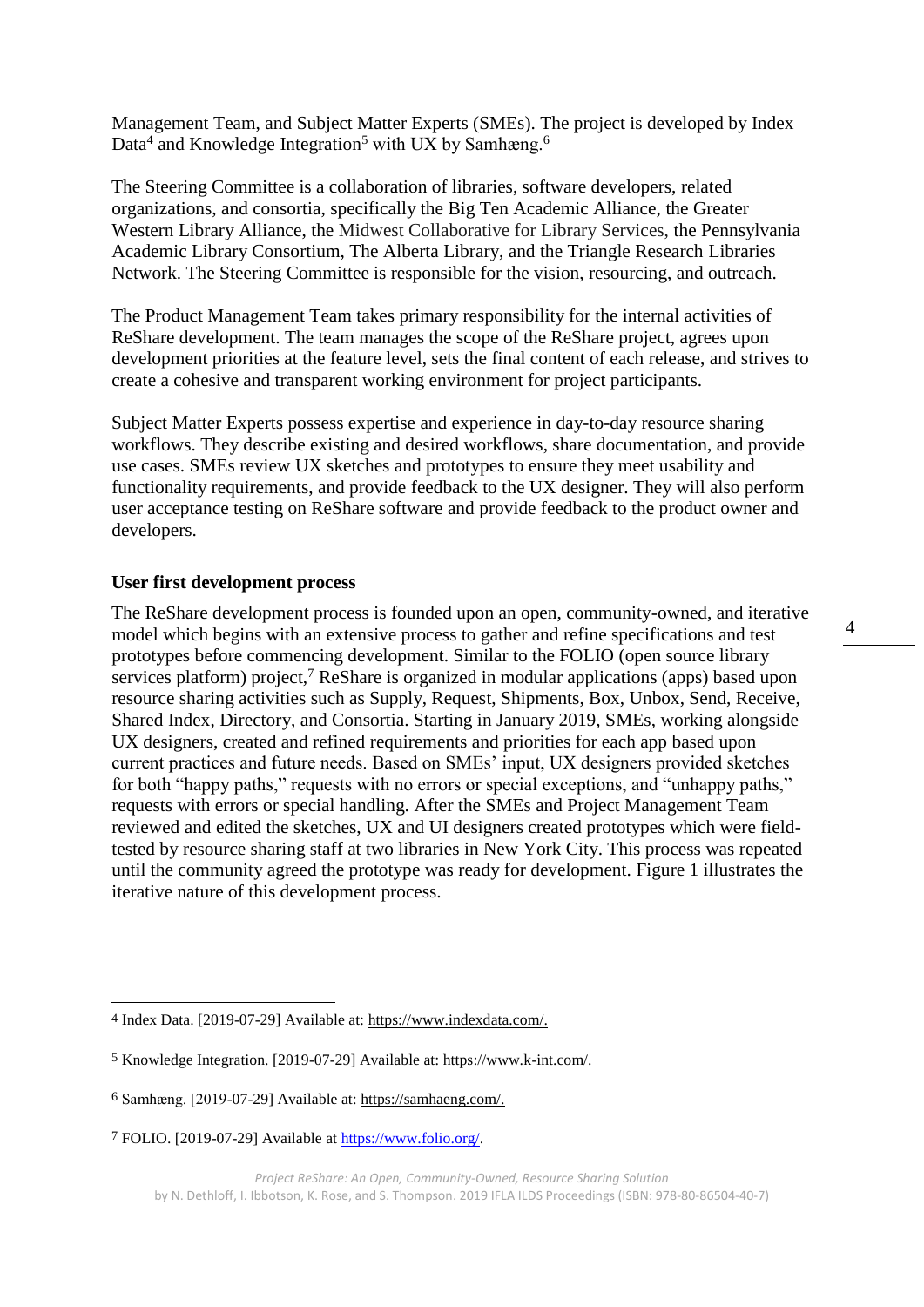Management Team, and Subject Matter Experts (SMEs). The project is developed by Index Data[4] and Knowledge Integration[5] with UX by Samhæng.[6]

The Steering Committee is a collaboration of libraries, software developers, related organizations, and consortia, specifically the Big Ten Academic Alliance, the Greater Western Library Alliance, the Midwest Collaborative for Library Services, the Pennsylvania Academic Library Consortium, The Alberta Library, and the Triangle Research Libraries Network. The Steering Committee is responsible for the vision, resourcing, and outreach.

The Product Management Team takes primary responsibility for the internal activities of ReShare development. The team manages the scope of the ReShare project, agrees upon development priorities at the feature level, sets the final content of each release, and strives to create a cohesive and transparent working environment for project participants.

Subject Matter Experts possess expertise and experience in day-to-day resource sharing workflows. They describe existing and desired workflows, share documentation, and provide use cases. SMEs review UX sketches and prototypes to ensure they meet usability and functionality requirements, and provide feedback to the UX designer. They will also perform user acceptance testing on ReShare software and provide feedback to the product owner and developers.

**User first development process**

The ReShare development process is founded upon an open, community-owned, and iterative model which begins with an extensive process to gather and refine specifications and test prototypes before commencing development. Similar to the FOLIO (open source library services platform) project,[7] ReShare is organized in modular applications (apps) based upon resource sharing activities such as Supply, Request, Shipments, Box, Unbox, Send, Receive, Shared Index, Directory, and Consortia. Starting in January 2019, SMEs, working alongside UX designers, created and refined requirements and priorities for each app based upon current practices and future needs. Based on SMEs' input, UX designers provided sketches for both "happy paths," requests with no errors or special exceptions, and "unhappy paths," requests with errors or special handling. After the SMEs and Project Management Team reviewed and edited the sketches, UX and UI designers created prototypes which were field-tested by resource sharing staff at two libraries in New York City. This process was repeated until the community agreed the prototype was ready for development. Figure 1 illustrates the iterative nature of this development process.

---

[4] Index Data. [2019-07-29] Available at: https://www.indexdata.com/.

[5] Knowledge Integration. [2019-07-29] Available at: https://www.k-int.com/.

[6] Samhæng. [2019-07-29] Available at: https://samhaeng.com/.

[7] FOLIO. [2019-07-29] Available at https://www.folio.org/.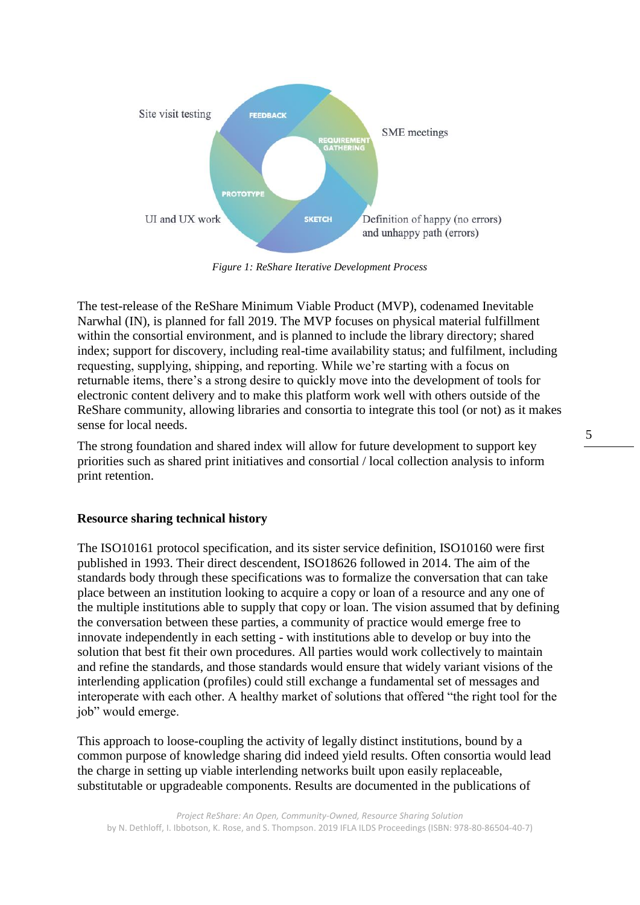Site visit testing

FEEDBACK

REQUIREMENT GATHERING

SME meetings

PROTOTYPE

SKETCH

UI and UX work

Definition of happy (no errors) and unhappy path (errors)

*Figure 1: ReShare Iterative Development Process*

The test-release of the ReShare Minimum Viable Product (MVP), codenamed Inevitable Narwhal (IN), is planned for fall 2019. The MVP focuses on physical material fulfillment within the consortial environment, and is planned to include the library directory; shared index; support for discovery, including real-time availability status; and fulfilment, including requesting, supplying, shipping, and reporting. While we're starting with a focus on returnable items, there's a strong desire to quickly move into the development of tools for electronic content delivery and to make this platform work well with others outside of the ReShare community, allowing libraries and consortia to integrate this tool (or not) as it makes sense for local needs.

The strong foundation and shared index will allow for future development to support key priorities such as shared print initiatives and consortial / local collection analysis to inform print retention.

## Resource sharing technical history

The ISO10161 protocol specification, and its sister service definition, ISO10160 were first published in 1993. Their direct descendent, ISO18626 followed in 2014. The aim of the standards body through these specifications was to formalize the conversation that can take place between an institution looking to acquire a copy or loan of a resource and any one of the multiple institutions able to supply that copy or loan. The vision assumed that by defining the conversation between these parties, a community of practice would emerge free to innovate independently in each setting - with institutions able to develop or buy into the solution that best fit their own procedures. All parties would work collectively to maintain and refine the standards, and those standards would ensure that widely variant visions of the interlending application (profiles) could still exchange a fundamental set of messages and interoperate with each other. A healthy market of solutions that offered "the right tool for the job" would emerge.

This approach to loose-coupling the activity of legally distinct institutions, bound by a common purpose of knowledge sharing did indeed yield results. Often consortia would lead the charge in setting up viable interlending networks built upon easily replaceable, substitutable or upgradeable components. Results are documented in the publications of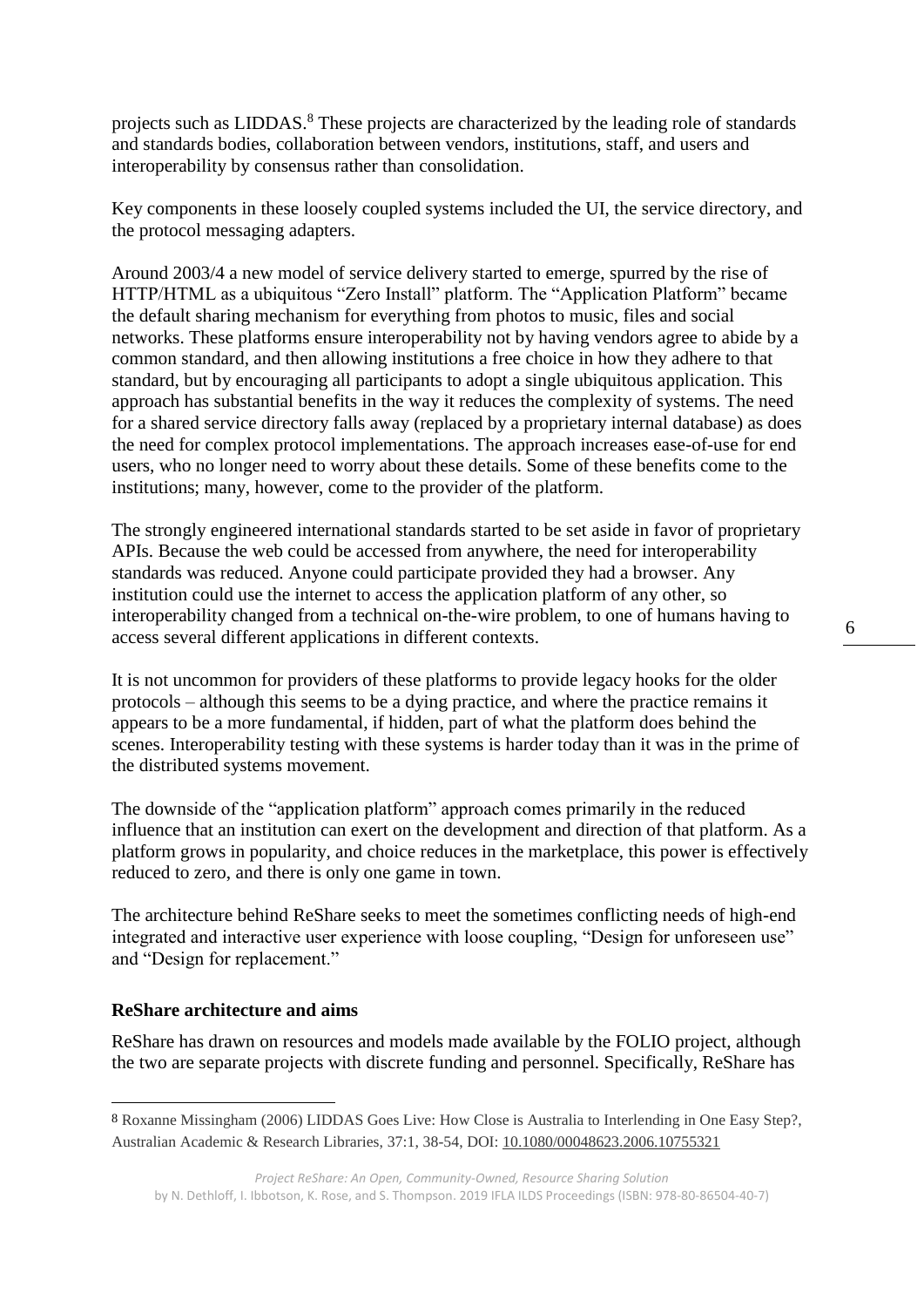projects such as LIDDAS.[8] These projects are characterized by the leading role of standards and standards bodies, collaboration between vendors, institutions, staff, and users and interoperability by consensus rather than consolidation.

Key components in these loosely coupled systems included the UI, the service directory, and the protocol messaging adapters.

Around 2003/4 a new model of service delivery started to emerge, spurred by the rise of HTTP/HTML as a ubiquitous "Zero Install" platform. The "Application Platform" became the default sharing mechanism for everything from photos to music, files and social networks. These platforms ensure interoperability not by having vendors agree to abide by a common standard, and then allowing institutions a free choice in how they adhere to that standard, but by encouraging all participants to adopt a single ubiquitous application. This approach has substantial benefits in the way it reduces the complexity of systems. The need for a shared service directory falls away (replaced by a proprietary internal database) as does the need for complex protocol implementations. The approach increases ease-of-use for end users, who no longer need to worry about these details. Some of these benefits come to the institutions; many, however, come to the provider of the platform.

The strongly engineered international standards started to be set aside in favor of proprietary APIs. Because the web could be accessed from anywhere, the need for interoperability standards was reduced. Anyone could participate provided they had a browser. Any institution could use the internet to access the application platform of any other, so interoperability changed from a technical on-the-wire problem, to one of humans having to access several different applications in different contexts.

It is not uncommon for providers of these platforms to provide legacy hooks for the older protocols – although this seems to be a dying practice, and where the practice remains it appears to be a more fundamental, if hidden, part of what the platform does behind the scenes. Interoperability testing with these systems is harder today than it was in the prime of the distributed systems movement.

The downside of the "application platform" approach comes primarily in the reduced influence that an institution can exert on the development and direction of that platform. As a platform grows in popularity, and choice reduces in the marketplace, this power is effectively reduced to zero, and there is only one game in town.

The architecture behind ReShare seeks to meet the sometimes conflicting needs of high-end integrated and interactive user experience with loose coupling, "Design for unforeseen use" and "Design for replacement."

**ReShare architecture and aims**

ReShare has drawn on resources and models made available by the FOLIO project, although the two are separate projects with discrete funding and personnel. Specifically, ReShare has

---

[8] Roxanne Missingham (2006) LIDDAS Goes Live: How Close is Australia to Interlending in One Easy Step?, Australian Academic & Research Libraries, 37:1, 38-54, DOI: 10.1080/00048623.2006.10755321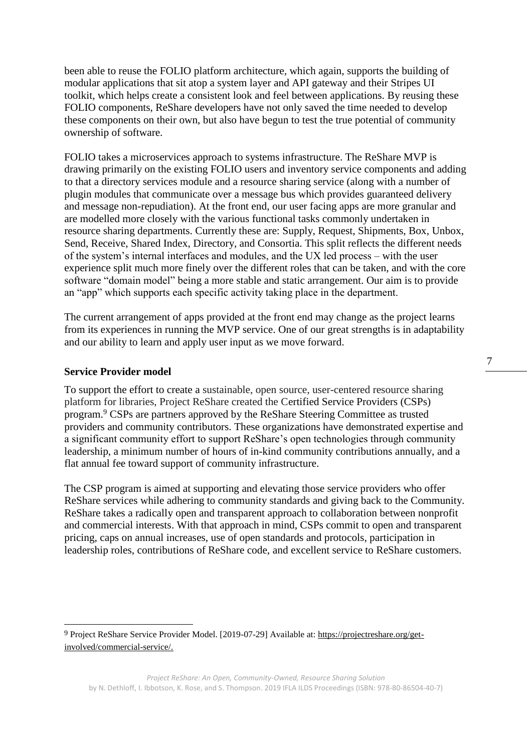been able to reuse the FOLIO platform architecture, which again, supports the building of modular applications that sit atop a system layer and API gateway and their Stripes UI toolkit, which helps create a consistent look and feel between applications. By reusing these FOLIO components, ReShare developers have not only saved the time needed to develop these components on their own, but also have begun to test the true potential of community ownership of software.

FOLIO takes a microservices approach to systems infrastructure. The ReShare MVP is drawing primarily on the existing FOLIO users and inventory service components and adding to that a directory services module and a resource sharing service (along with a number of plugin modules that communicate over a message bus which provides guaranteed delivery and message non-repudiation). At the front end, our user facing apps are more granular and are modelled more closely with the various functional tasks commonly undertaken in resource sharing departments. Currently these are: Supply, Request, Shipments, Box, Unbox, Send, Receive, Shared Index, Directory, and Consortia. This split reflects the different needs of the system's internal interfaces and modules, and the UX led process – with the user experience split much more finely over the different roles that can be taken, and with the core software "domain model" being a more stable and static arrangement. Our aim is to provide an "app" which supports each specific activity taking place in the department.

The current arrangement of apps provided at the front end may change as the project learns from its experiences in running the MVP service. One of our great strengths is in adaptability and our ability to learn and apply user input as we move forward.

**Service Provider model**

To support the effort to create a sustainable, open source, user-centered resource sharing platform for libraries, Project ReShare created the Certified Service Providers (CSPs) program.[9] CSPs are partners approved by the ReShare Steering Committee as trusted providers and community contributors. These organizations have demonstrated expertise and a significant community effort to support ReShare's open technologies through community leadership, a minimum number of hours of in-kind community contributions annually, and a flat annual fee toward support of community infrastructure.

The CSP program is aimed at supporting and elevating those service providers who offer ReShare services while adhering to community standards and giving back to the Community. ReShare takes a radically open and transparent approach to collaboration between nonprofit and commercial interests. With that approach in mind, CSPs commit to open and transparent pricing, caps on annual increases, use of open standards and protocols, participation in leadership roles, contributions of ReShare code, and excellent service to ReShare customers.

---

[9] Project ReShare Service Provider Model. [2019-07-29] Available at: https://projectreshare.org/get-involved/commercial-service/.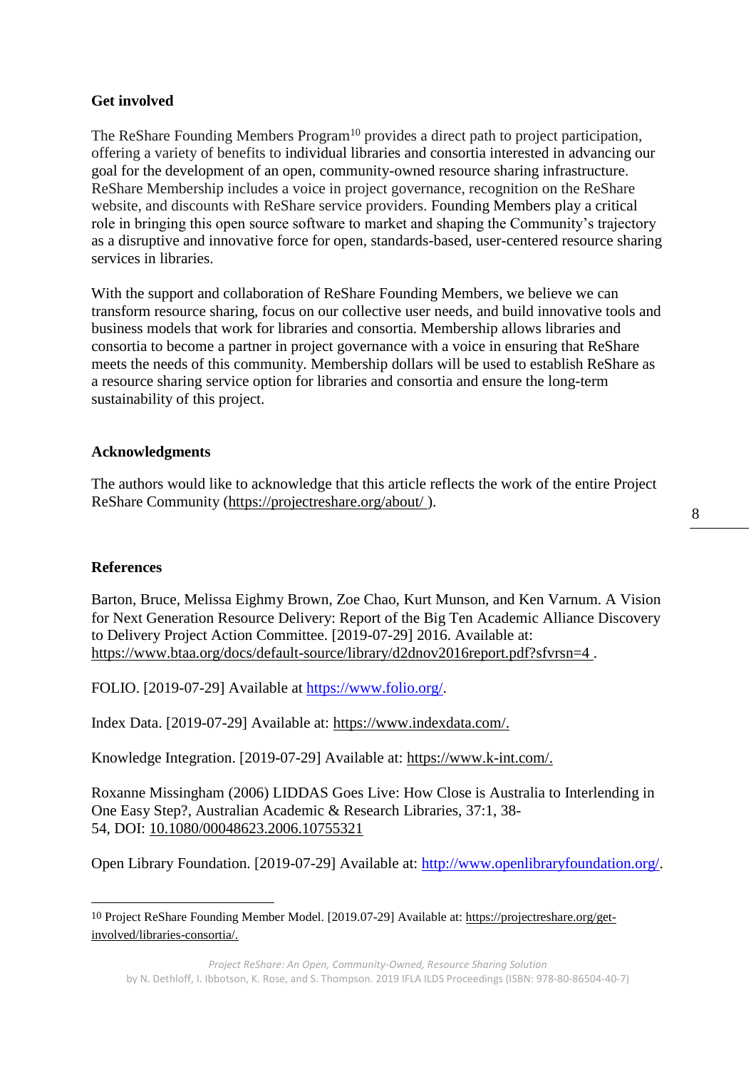**Get involved**

The ReShare Founding Members Program[10] provides a direct path to project participation, offering a variety of benefits to individual libraries and consortia interested in advancing our goal for the development of an open, community-owned resource sharing infrastructure. ReShare Membership includes a voice in project governance, recognition on the ReShare website, and discounts with ReShare service providers. Founding Members play a critical role in bringing this open source software to market and shaping the Community's trajectory as a disruptive and innovative force for open, standards-based, user-centered resource sharing services in libraries.

With the support and collaboration of ReShare Founding Members, we believe we can transform resource sharing, focus on our collective user needs, and build innovative tools and business models that work for libraries and consortia. Membership allows libraries and consortia to become a partner in project governance with a voice in ensuring that ReShare meets the needs of this community. Membership dollars will be used to establish ReShare as a resource sharing service option for libraries and consortia and ensure the long-term sustainability of this project.

**Acknowledgments**

The authors would like to acknowledge that this article reflects the work of the entire Project ReShare Community (https://projectreshare.org/about/ ).

**References**

Barton, Bruce, Melissa Eighmy Brown, Zoe Chao, Kurt Munson, and Ken Varnum. A Vision for Next Generation Resource Delivery: Report of the Big Ten Academic Alliance Discovery to Delivery Project Action Committee. [2019-07-29] 2016. Available at: https://www.btaa.org/docs/default-source/library/d2dnov2016report.pdf?sfvrsn=4 .

FOLIO. [2019-07-29] Available at https://www.folio.org/.

Index Data. [2019-07-29] Available at: https://www.indexdata.com/.

Knowledge Integration. [2019-07-29] Available at: https://www.k-int.com/.

Roxanne Missingham (2006) LIDDAS Goes Live: How Close is Australia to Interlending in One Easy Step?, Australian Academic & Research Libraries, 37:1, 38-54, DOI: 10.1080/00048623.2006.10755321

Open Library Foundation. [2019-07-29] Available at: http://www.openlibraryfoundation.org/.

---

[10] Project ReShare Founding Member Model. [2019.07-29] Available at: https://projectreshare.org/get-involved/libraries-consortia/.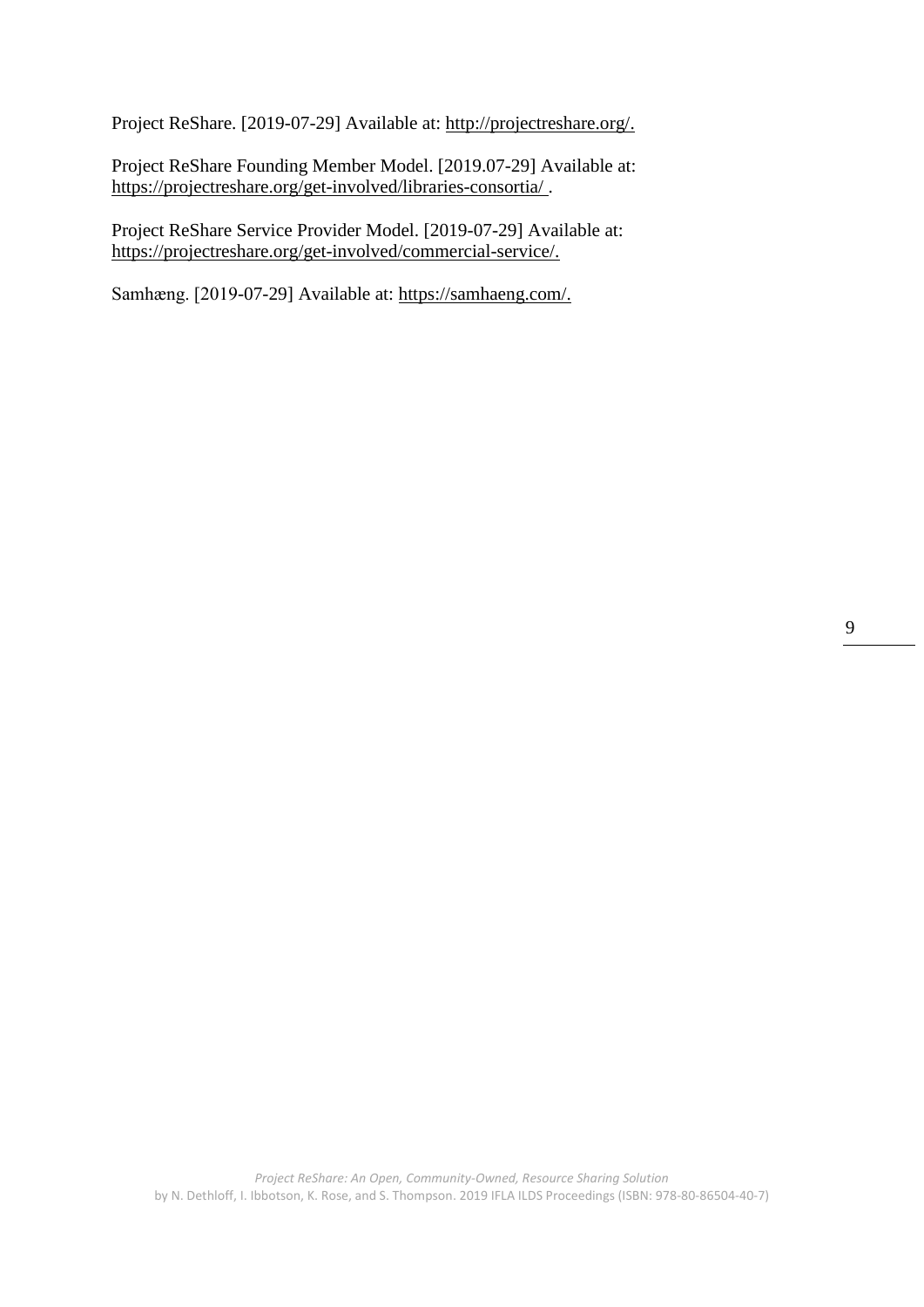Project ReShare. [2019-07-29] Available at: http://projectreshare.org/.

Project ReShare Founding Member Model. [2019.07-29] Available at: https://projectreshare.org/get-involved/libraries-consortia/ .

Project ReShare Service Provider Model. [2019-07-29] Available at: https://projectreshare.org/get-involved/commercial-service/.

Samhæng. [2019-07-29] Available at: https://samhaeng.com/.